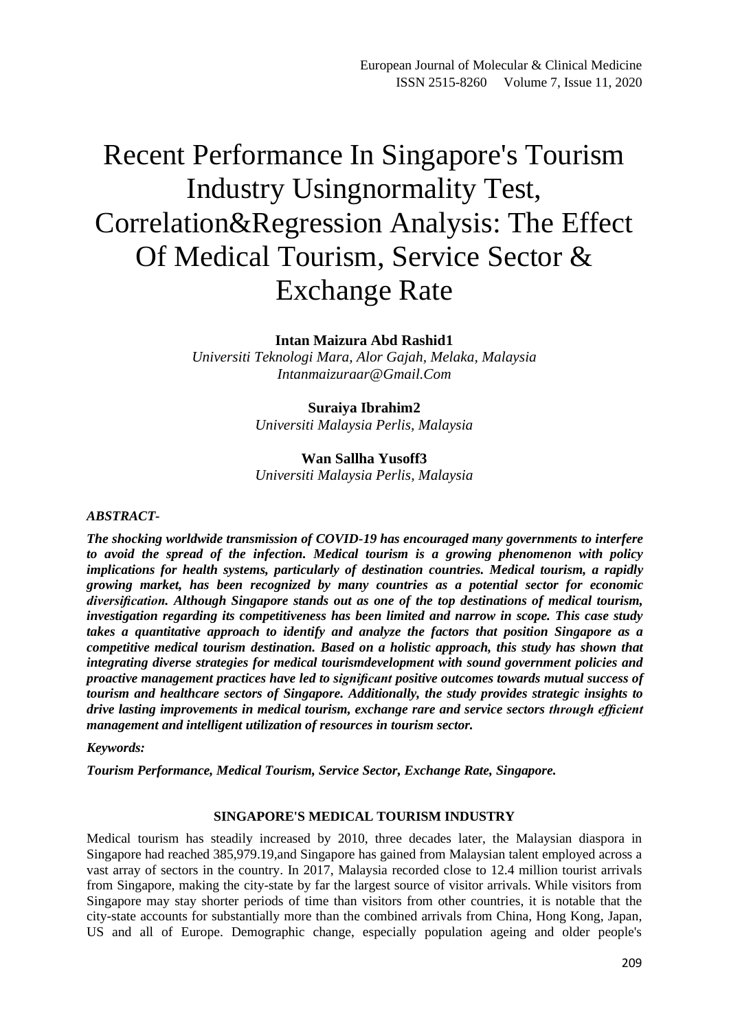# Recent Performance In Singapore's Tourism Industry Usingnormality Test, Correlation&Regression Analysis: The Effect Of Medical Tourism, Service Sector & Exchange Rate

**Intan Maizura Abd Rashid1**
*Universiti Teknologi Mara, Alor Gajah, Melaka, Malaysia*
*Intanmaizuraar@Gmail.Com*

**Suraiya Ibrahim2**
*Universiti Malaysia Perlis, Malaysia*

**Wan Sallha Yusoff3**
*Universiti Malaysia Perlis, Malaysia*

***ABSTRACT-***

***The shocking worldwide transmission of COVID-19 has encouraged many governments to interfere to avoid the spread of the infection. Medical tourism is a growing phenomenon with policy implications for health systems, particularly of destination countries. Medical tourism, a rapidly growing market, has been recognized by many countries as a potential sector for economic diversification. Although Singapore stands out as one of the top destinations of medical tourism, investigation regarding its competitiveness has been limited and narrow in scope. This case study takes a quantitative approach to identify and analyze the factors that position Singapore as a competitive medical tourism destination. Based on a holistic approach, this study has shown that integrating diverse strategies for medical tourismdevelopment with sound government policies and proactive management practices have led to significant positive outcomes towards mutual success of tourism and healthcare sectors of Singapore. Additionally, the study provides strategic insights to drive lasting improvements in medical tourism, exchange rare and service sectors through efficient management and intelligent utilization of resources in tourism sector.***

***Keywords:***

***Tourism Performance, Medical Tourism, Service Sector, Exchange Rate, Singapore.***

## SINGAPORE'S MEDICAL TOURISM INDUSTRY

Medical tourism has steadily increased by 2010, three decades later, the Malaysian diaspora in Singapore had reached 385,979.19,and Singapore has gained from Malaysian talent employed across a vast array of sectors in the country. In 2017, Malaysia recorded close to 12.4 million tourist arrivals from Singapore, making the city-state by far the largest source of visitor arrivals. While visitors from Singapore may stay shorter periods of time than visitors from other countries, it is notable that the city-state accounts for substantially more than the combined arrivals from China, Hong Kong, Japan, US and all of Europe. Demographic change, especially population ageing and older people's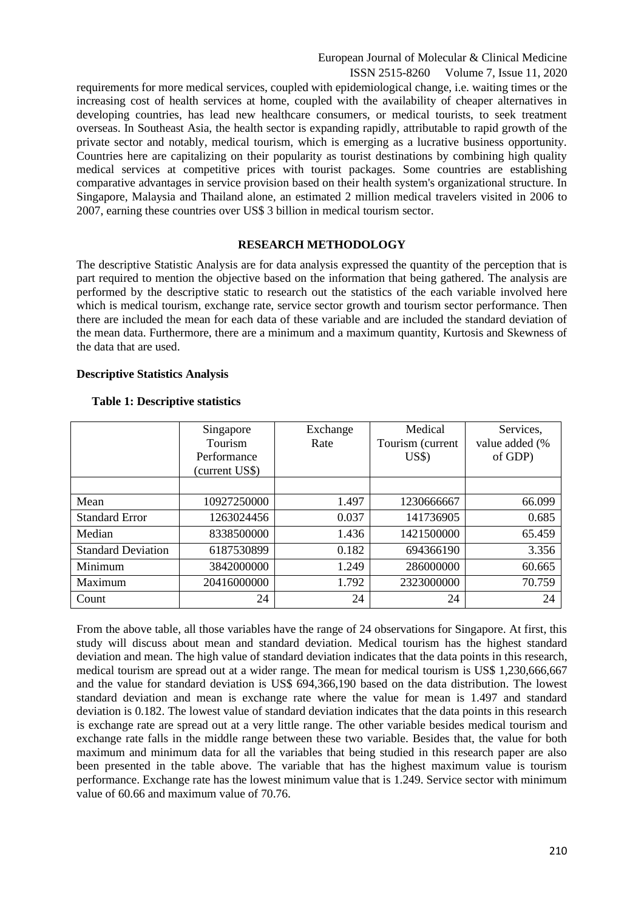requirements for more medical services, coupled with epidemiological change, i.e. waiting times or the increasing cost of health services at home, coupled with the availability of cheaper alternatives in developing countries, has lead new healthcare consumers, or medical tourists, to seek treatment overseas. In Southeast Asia, the health sector is expanding rapidly, attributable to rapid growth of the private sector and notably, medical tourism, which is emerging as a lucrative business opportunity. Countries here are capitalizing on their popularity as tourist destinations by combining high quality medical services at competitive prices with tourist packages. Some countries are establishing comparative advantages in service provision based on their health system's organizational structure. In Singapore, Malaysia and Thailand alone, an estimated 2 million medical travelers visited in 2006 to 2007, earning these countries over US$ 3 billion in medical tourism sector.

## RESEARCH METHODOLOGY

The descriptive Statistic Analysis are for data analysis expressed the quantity of the perception that is part required to mention the objective based on the information that being gathered. The analysis are performed by the descriptive static to research out the statistics of the each variable involved here which is medical tourism, exchange rate, service sector growth and tourism sector performance. Then there are included the mean for each data of these variable and are included the standard deviation of the mean data. Furthermore, there are a minimum and a maximum quantity, Kurtosis and Skewness of the data that are used.

### Descriptive Statistics Analysis

**Table 1: Descriptive statistics**

| | Singapore Tourism Performance (current US$) | Exchange Rate | Medical Tourism (current US$) | Services, value added (% of GDP) |
|---|---|---|---|---|
| | | | | |
| Mean | 10927250000 | 1.497 | 1230666667 | 66.099 |
| Standard Error | 1263024456 | 0.037 | 141736905 | 0.685 |
| Median | 8338500000 | 1.436 | 1421500000 | 65.459 |
| Standard Deviation | 6187530899 | 0.182 | 694366190 | 3.356 |
| Minimum | 3842000000 | 1.249 | 286000000 | 60.665 |
| Maximum | 20416000000 | 1.792 | 2323000000 | 70.759 |
| Count | 24 | 24 | 24 | 24 |

From the above table, all those variables have the range of 24 observations for Singapore. At first, this study will discuss about mean and standard deviation. Medical tourism has the highest standard deviation and mean. The high value of standard deviation indicates that the data points in this research, medical tourism are spread out at a wider range. The mean for medical tourism is US$ 1,230,666,667 and the value for standard deviation is US$ 694,366,190 based on the data distribution. The lowest standard deviation and mean is exchange rate where the value for mean is 1.497 and standard deviation is 0.182. The lowest value of standard deviation indicates that the data points in this research is exchange rate are spread out at a very little range. The other variable besides medical tourism and exchange rate falls in the middle range between these two variable. Besides that, the value for both maximum and minimum data for all the variables that being studied in this research paper are also been presented in the table above. The variable that has the highest maximum value is tourism performance. Exchange rate has the lowest minimum value that is 1.249. Service sector with minimum value of 60.66 and maximum value of 70.76.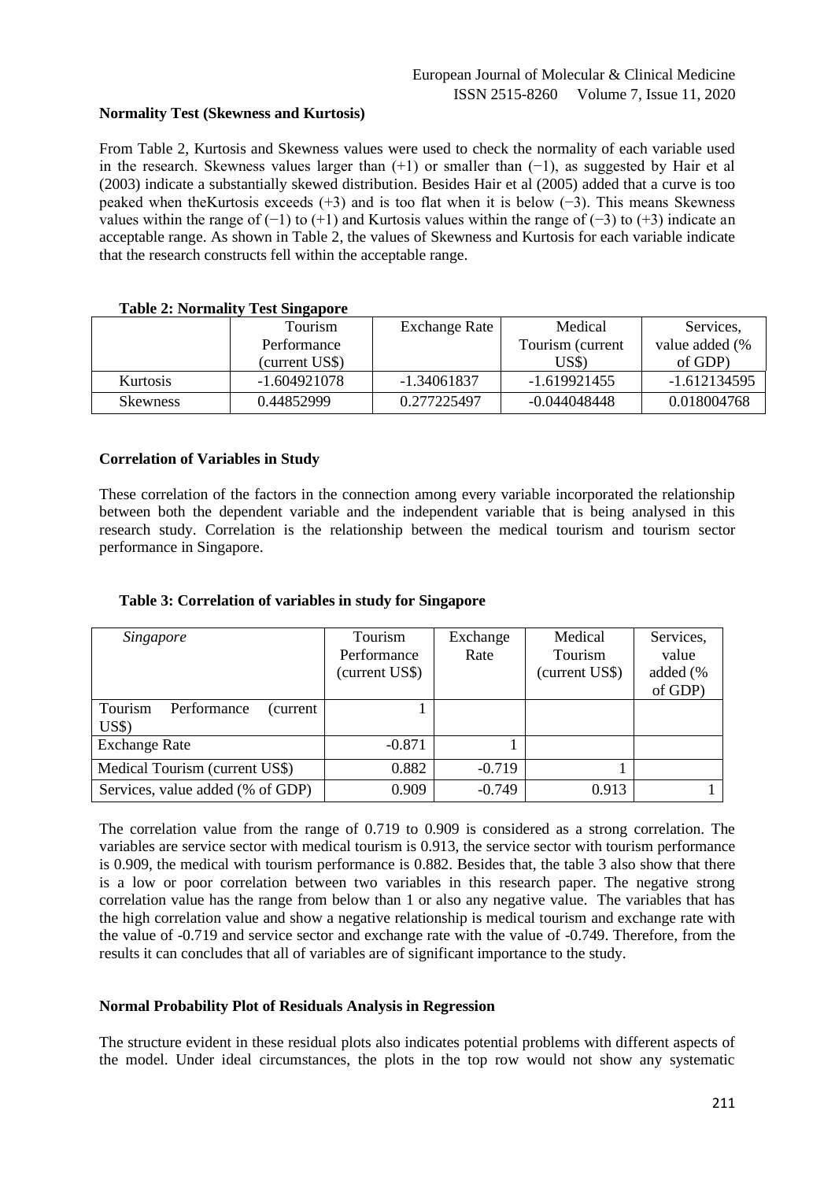**Normality Test (Skewness and Kurtosis)**

From Table 2, Kurtosis and Skewness values were used to check the normality of each variable used in the research. Skewness values larger than (+1) or smaller than (−1), as suggested by Hair et al (2003) indicate a substantially skewed distribution. Besides Hair et al (2005) added that a curve is too peaked when theKurtosis exceeds (+3) and is too flat when it is below (−3). This means Skewness values within the range of (−1) to (+1) and Kurtosis values within the range of (−3) to (+3) indicate an acceptable range. As shown in Table 2, the values of Skewness and Kurtosis for each variable indicate that the research constructs fell within the acceptable range.

**Table 2: Normality Test Singapore**

| | Tourism Performance (current US$) | Exchange Rate | Medical Tourism (current US$) | Services, value added (% of GDP) |
|---|---|---|---|---|
| Kurtosis | -1.604921078 | -1.34061837 | -1.619921455 | -1.612134595 |
| Skewness | 0.44852999 | 0.277225497 | -0.044048448 | 0.018004768 |

**Correlation of Variables in Study**

These correlation of the factors in the connection among every variable incorporated the relationship between both the dependent variable and the independent variable that is being analysed in this research study. Correlation is the relationship between the medical tourism and tourism sector performance in Singapore.

**Table 3: Correlation of variables in study for Singapore**

| *Singapore* | Tourism Performance (current US$) | Exchange Rate | Medical Tourism (current US$) | Services, value added (% of GDP) |
|---|---|---|---|---|
| Tourism Performance (current US$) | 1 | | | |
| Exchange Rate | -0.871 | 1 | | |
| Medical Tourism (current US$) | 0.882 | -0.719 | 1 | |
| Services, value added (% of GDP) | 0.909 | -0.749 | 0.913 | 1 |

The correlation value from the range of 0.719 to 0.909 is considered as a strong correlation. The variables are service sector with medical tourism is 0.913, the service sector with tourism performance is 0.909, the medical with tourism performance is 0.882. Besides that, the table 3 also show that there is a low or poor correlation between two variables in this research paper. The negative strong correlation value has the range from below than 1 or also any negative value. The variables that has the high correlation value and show a negative relationship is medical tourism and exchange rate with the value of -0.719 and service sector and exchange rate with the value of -0.749. Therefore, from the results it can concludes that all of variables are of significant importance to the study.

**Normal Probability Plot of Residuals Analysis in Regression**

The structure evident in these residual plots also indicates potential problems with different aspects of the model. Under ideal circumstances, the plots in the top row would not show any systematic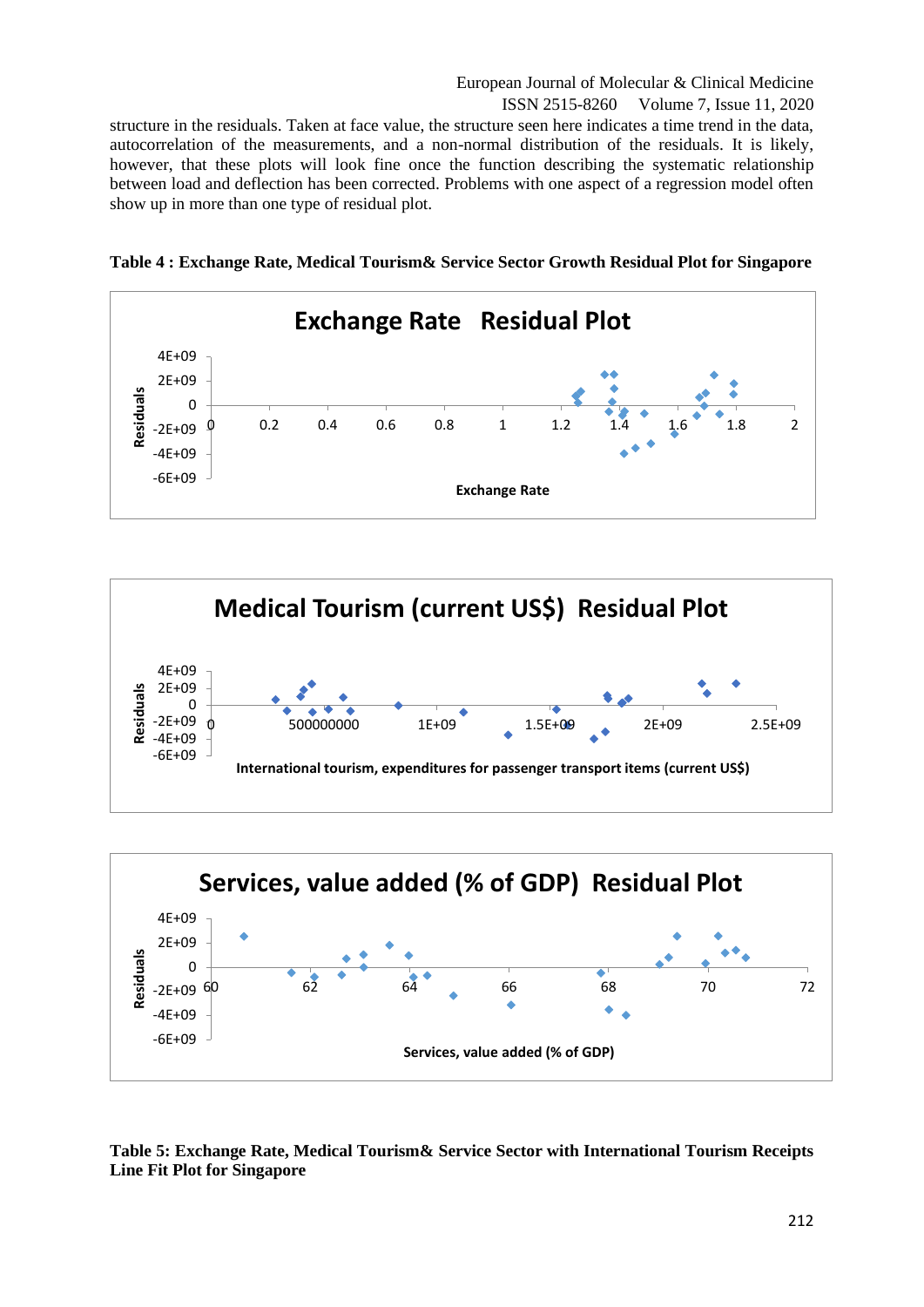structure in the residuals. Taken at face value, the structure seen here indicates a time trend in the data, autocorrelation of the measurements, and a non-normal distribution of the residuals. It is likely, however, that these plots will look fine once the function describing the systematic relationship between load and deflection has been corrected. Problems with one aspect of a regression model often show up in more than one type of residual plot.

**Table 4 : Exchange Rate, Medical Tourism& Service Sector Growth Residual Plot for Singapore**

Exchange Rate Residual Plot

Residuals

4E+09
2E+09
0
-2E+09
-4E+09
-6E+09

0 0.2 0.4 0.6 0.8 1 1.2 1.4 1.6 1.8 2

Exchange Rate

Medical Tourism (current US$) Residual Plot

Residuals

4E+09
2E+09
0
-2E+09
-4E+09
-6E+09

0 500000000 1E+09 1.5E+09 2E+09 2.5E+09

International tourism, expenditures for passenger transport items (current US$)

Services, value added (% of GDP) Residual Plot

Residuals

4E+09
2E+09
0
-2E+09
-4E+09
-6E+09

60 62 64 66 68 70 72

Services, value added (% of GDP)

**Table 5: Exchange Rate, Medical Tourism& Service Sector with International Tourism Receipts Line Fit Plot for Singapore**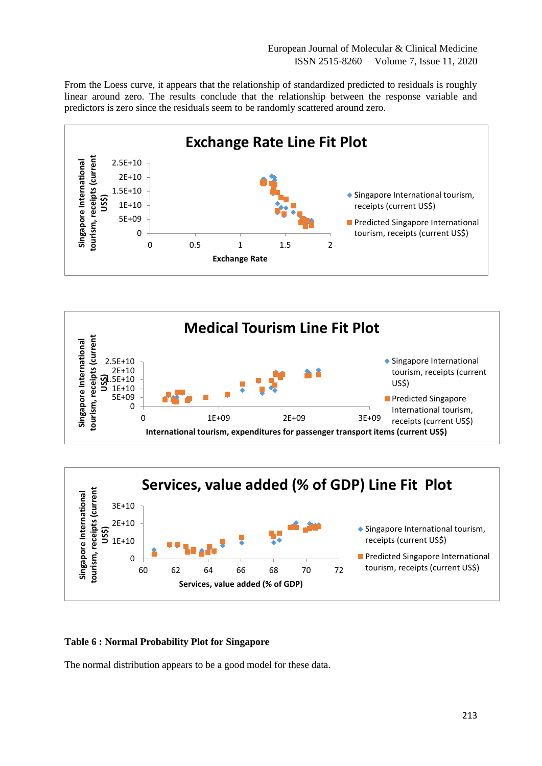From the Loess curve, it appears that the relationship of standardized predicted to residuals is roughly linear around zero. The results conclude that the relationship between the response variable and predictors is zero since the residuals seem to be randomly scattered around zero.

Exchange Rate Line Fit Plot

Singapore International tourism, receipts (current US$)

2.5E+10
2E+10
1.5E+10
1E+10
5E+09
0

0
0.5
1
1.5
2

Exchange Rate

Singapore International tourism, receipts (current US$)
Predicted Singapore International tourism, receipts (current US$)

Medical Tourism Line Fit Plot

Singapore International tourism, receipts (current US$)

2.5E+10
2E+10
1.5E+10
1E+10
5E+09
0

0
1E+09
2E+09
3E+09

International tourism, expenditures for passenger transport items (current US$)

Singapore International tourism, receipts (current US$)
Predicted Singapore International tourism, receipts (current US$)

Services, value added (% of GDP) Line Fit Plot

Singapore International tourism, receipts (current US$)

3E+10
2E+10
1E+10
0

60
62
64
66
68
70
72

Services, value added (% of GDP)

Singapore International tourism, receipts (current US$)
Predicted Singapore International tourism, receipts (current US$)

**Table 6 : Normal Probability Plot for Singapore**

The normal distribution appears to be a good model for these data.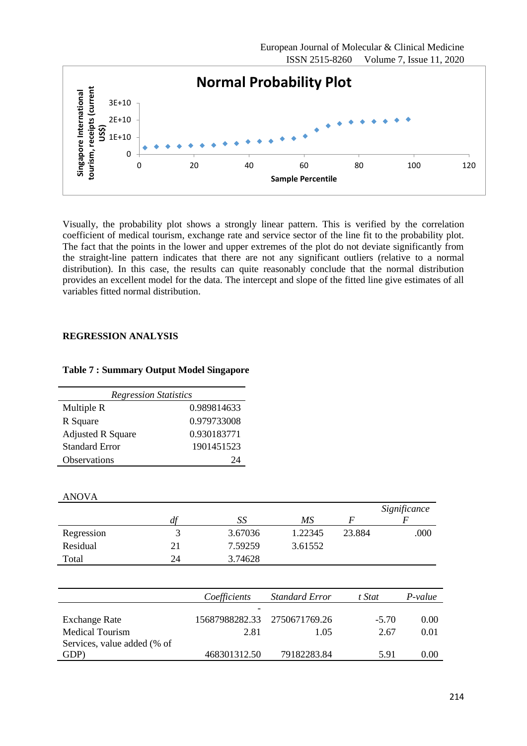Normal Probability Plot

Singapore International tourism, receipts (current US$)

3E+10

2E+10

1E+10

0

0 20 40 60 80 100 120

Sample Percentile

Visually, the probability plot shows a strongly linear pattern. This is verified by the correlation coefficient of medical tourism, exchange rate and service sector of the line fit to the probability plot. The fact that the points in the lower and upper extremes of the plot do not deviate significantly from the straight-line pattern indicates that there are not any significant outliers (relative to a normal distribution). In this case, the results can quite reasonably conclude that the normal distribution provides an excellent model for the data. The intercept and slope of the fitted line give estimates of all variables fitted normal distribution.

## REGRESSION ANALYSIS

**Table 7 : Summary Output Model Singapore**

| *Regression Statistics* | |
|---|---|
| Multiple R | 0.989814633 |
| R Square | 0.979733008 |
| Adjusted R Square | 0.930183771 |
| Standard Error | 1901451523 |
| Observations | 24 |

ANOVA

| | *df* | *SS* | *MS* | *F* | *Significance F* |
|---|---|---|---|---|---|
| Regression | 3 | 3.67036 | 1.22345 | 23.884 | .000 |
| Residual | 21 | 7.59259 | 3.61552 | | |
| Total | 24 | 3.74628 | | | |

| | *Coefficients* | *Standard Error* | *t Stat* | *P-value* |
|---|---|---|---|---|
| Exchange Rate | -15687988282.33 | 2750671769.26 | -5.70 | 0.00 |
| Medical Tourism | 2.81 | 1.05 | 2.67 | 0.01 |
| Services, value added (% of GDP) | 468301312.50 | 79182283.84 | 5.91 | 0.00 |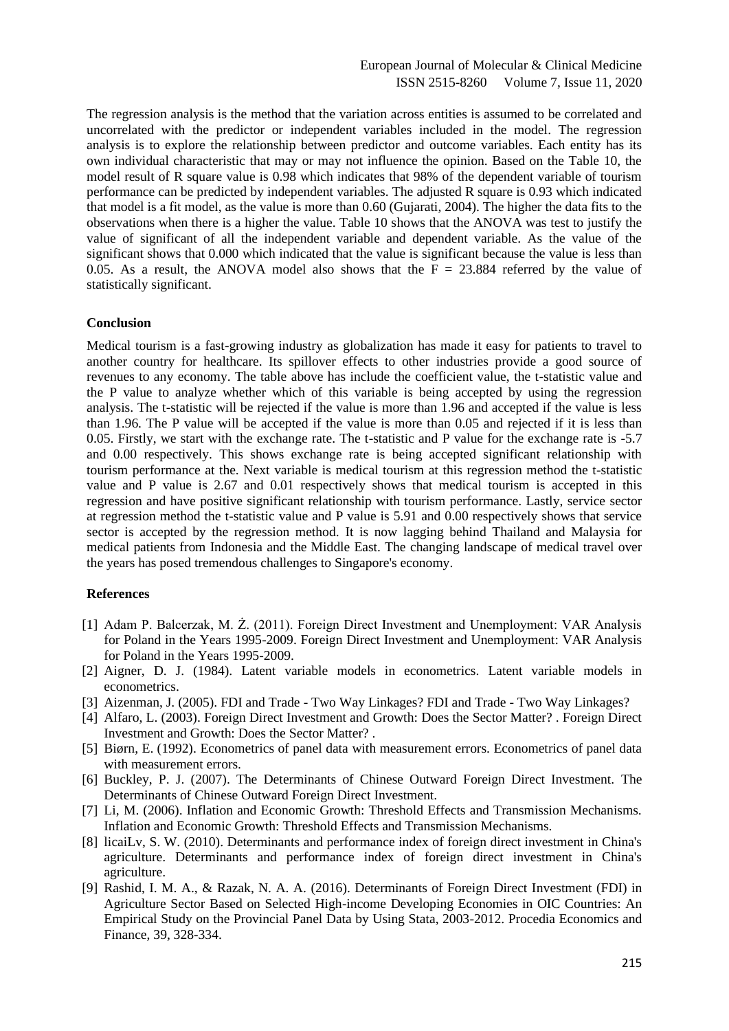The regression analysis is the method that the variation across entities is assumed to be correlated and uncorrelated with the predictor or independent variables included in the model. The regression analysis is to explore the relationship between predictor and outcome variables. Each entity has its own individual characteristic that may or may not influence the opinion. Based on the Table 10, the model result of R square value is 0.98 which indicates that 98% of the dependent variable of tourism performance can be predicted by independent variables. The adjusted R square is 0.93 which indicated that model is a fit model, as the value is more than 0.60 (Gujarati, 2004). The higher the data fits to the observations when there is a higher the value. Table 10 shows that the ANOVA was test to justify the value of significant of all the independent variable and dependent variable. As the value of the significant shows that 0.000 which indicated that the value is significant because the value is less than 0.05. As a result, the ANOVA model also shows that the $F = 23.884$ referred by the value of statistically significant.

## Conclusion

Medical tourism is a fast-growing industry as globalization has made it easy for patients to travel to another country for healthcare. Its spillover effects to other industries provide a good source of revenues to any economy. The table above has include the coefficient value, the t-statistic value and the P value to analyze whether which of this variable is being accepted by using the regression analysis. The t-statistic will be rejected if the value is more than 1.96 and accepted if the value is less than 1.96. The P value will be accepted if the value is more than 0.05 and rejected if it is less than 0.05. Firstly, we start with the exchange rate. The t-statistic and P value for the exchange rate is -5.7 and 0.00 respectively. This shows exchange rate is being accepted significant relationship with tourism performance at the. Next variable is medical tourism at this regression method the t-statistic value and P value is 2.67 and 0.01 respectively shows that medical tourism is accepted in this regression and have positive significant relationship with tourism performance. Lastly, service sector at regression method the t-statistic value and P value is 5.91 and 0.00 respectively shows that service sector is accepted by the regression method. It is now lagging behind Thailand and Malaysia for medical patients from Indonesia and the Middle East. The changing landscape of medical travel over the years has posed tremendous challenges to Singapore's economy.

## References

[1] Adam P. Balcerzak, M. Ż. (2011). Foreign Direct Investment and Unemployment: VAR Analysis for Poland in the Years 1995-2009. Foreign Direct Investment and Unemployment: VAR Analysis for Poland in the Years 1995-2009.

[2] Aigner, D. J. (1984). Latent variable models in econometrics. Latent variable models in econometrics.

[3] Aizenman, J. (2005). FDI and Trade - Two Way Linkages? FDI and Trade - Two Way Linkages?

[4] Alfaro, L. (2003). Foreign Direct Investment and Growth: Does the Sector Matter? . Foreign Direct Investment and Growth: Does the Sector Matter? .

[5] Biørn, E. (1992). Econometrics of panel data with measurement errors. Econometrics of panel data with measurement errors.

[6] Buckley, P. J. (2007). The Determinants of Chinese Outward Foreign Direct Investment. The Determinants of Chinese Outward Foreign Direct Investment.

[7] Li, M. (2006). Inflation and Economic Growth: Threshold Effects and Transmission Mechanisms. Inflation and Economic Growth: Threshold Effects and Transmission Mechanisms.

[8] licaiLv, S. W. (2010). Determinants and performance index of foreign direct investment in China's agriculture. Determinants and performance index of foreign direct investment in China's agriculture.

[9] Rashid, I. M. A., & Razak, N. A. A. (2016). Determinants of Foreign Direct Investment (FDI) in Agriculture Sector Based on Selected High-income Developing Economies in OIC Countries: An Empirical Study on the Provincial Panel Data by Using Stata, 2003-2012. Procedia Economics and Finance, 39, 328-334.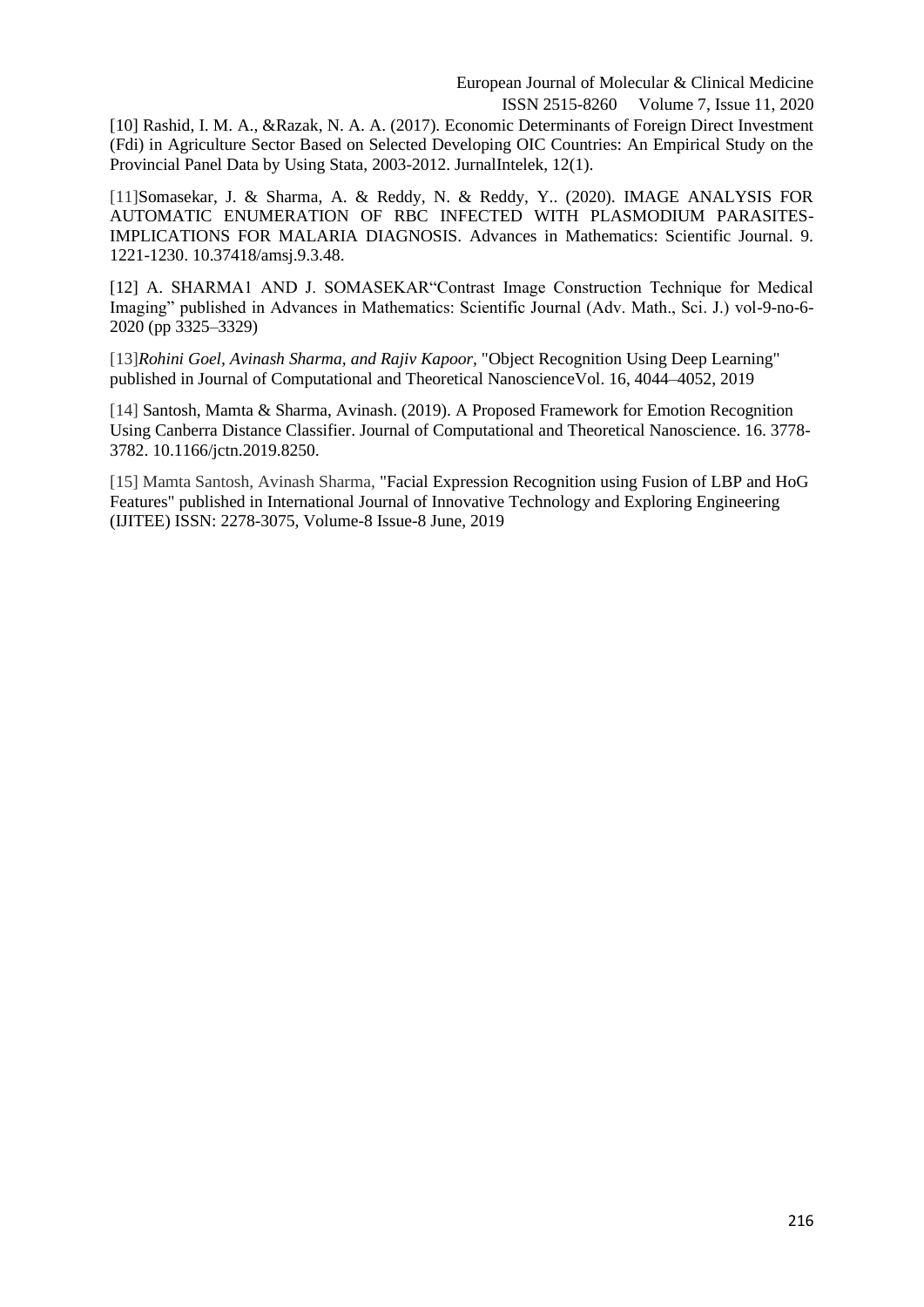[10] Rashid, I. M. A., &Razak, N. A. A. (2017). Economic Determinants of Foreign Direct Investment (Fdi) in Agriculture Sector Based on Selected Developing OIC Countries: An Empirical Study on the Provincial Panel Data by Using Stata, 2003-2012. JurnalIntelek, 12(1).

[11]Somasekar, J. & Sharma, A. & Reddy, N. & Reddy, Y.. (2020). IMAGE ANALYSIS FOR AUTOMATIC ENUMERATION OF RBC INFECTED WITH PLASMODIUM PARASITES-IMPLICATIONS FOR MALARIA DIAGNOSIS. Advances in Mathematics: Scientific Journal. 9. 1221-1230. 10.37418/amsj.9.3.48.

[12] A. SHARMA1 AND J. SOMASEKAR"Contrast Image Construction Technique for Medical Imaging" published in Advances in Mathematics: Scientific Journal (Adv. Math., Sci. J.) vol-9-no-6-2020 (pp 3325–3329)

[13]*Rohini Goel, Avinash Sharma, and Rajiv Kapoor*, "Object Recognition Using Deep Learning" published in Journal of Computational and Theoretical NanoscienceVol. 16, 4044–4052, 2019

[14] Santosh, Mamta & Sharma, Avinash. (2019). A Proposed Framework for Emotion Recognition Using Canberra Distance Classifier. Journal of Computational and Theoretical Nanoscience. 16. 3778-3782. 10.1166/jctn.2019.8250.

[15] Mamta Santosh, Avinash Sharma, "Facial Expression Recognition using Fusion of LBP and HoG Features" published in International Journal of Innovative Technology and Exploring Engineering (IJITEE) ISSN: 2278-3075, Volume-8 Issue-8 June, 2019